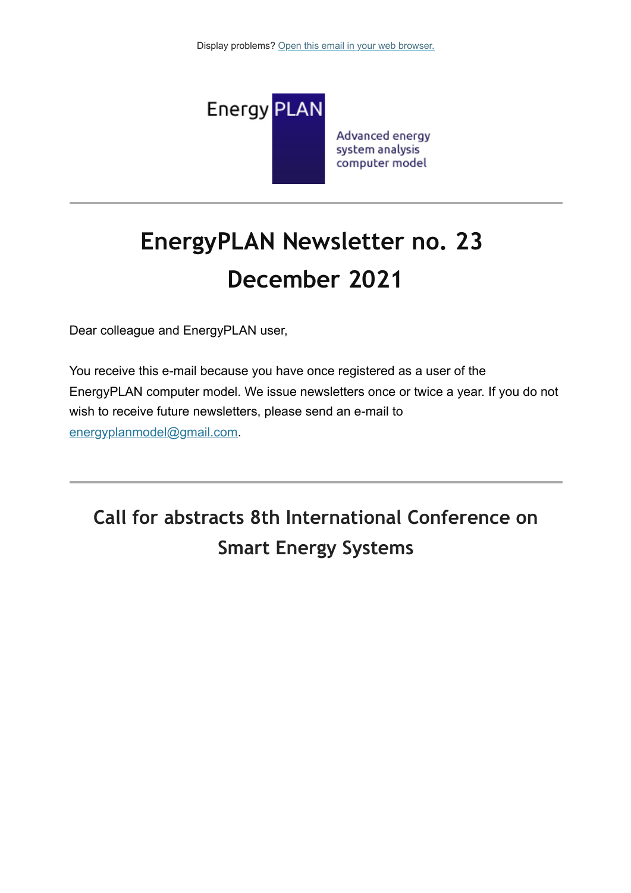Display problems? Open this email in your web browser.

Energy PLAN

Advanced energy system analysis computer model

# EnergyPLAN Newsletter no. 23 December 2021

Dear colleague and EnergyPLAN user,

You receive this e-mail because you have once registered as a user of the EnergyPLAN computer model. We issue newsletters once or twice a year. If you do not wish to receive future newsletters, please send an e-mail to energyplanmodel@gmail.com.

## Call for abstracts 8th International Conference on Smart Energy Systems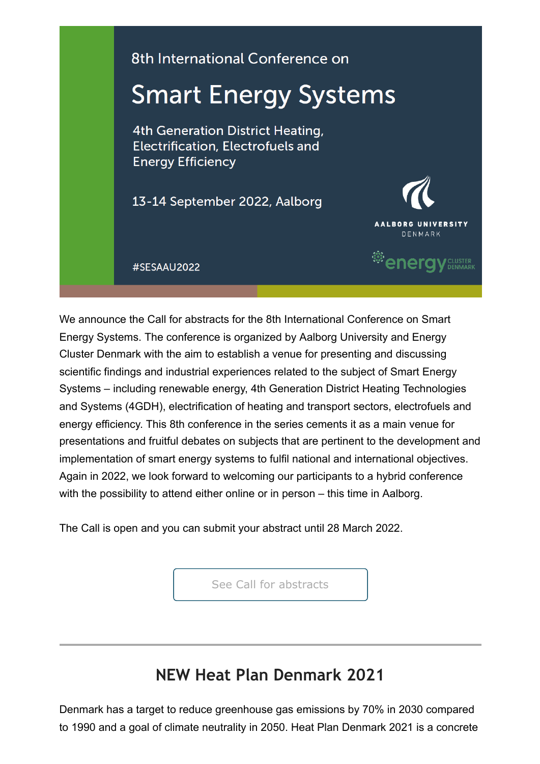8th International Conference on

# Smart Energy Systems

4th Generation District Heating, Electrification, Electrofuels and Energy Efficiency

13-14 September 2022, Aalborg

AALBORG UNIVERSITY DENMARK

energy CLUSTER DENMARK

#SESAAU2022

We announce the Call for abstracts for the 8th International Conference on Smart Energy Systems. The conference is organized by Aalborg University and Energy Cluster Denmark with the aim to establish a venue for presenting and discussing scientific findings and industrial experiences related to the subject of Smart Energy Systems – including renewable energy, 4th Generation District Heating Technologies and Systems (4GDH), electrification of heating and transport sectors, electrofuels and energy efficiency. This 8th conference in the series cements it as a main venue for presentations and fruitful debates on subjects that are pertinent to the development and implementation of smart energy systems to fulfil national and international objectives. Again in 2022, we look forward to welcoming our participants to a hybrid conference with the possibility to attend either online or in person – this time in Aalborg.

The Call is open and you can submit your abstract until 28 March 2022.

See Call for abstracts

---

## NEW Heat Plan Denmark 2021

Denmark has a target to reduce greenhouse gas emissions by 70% in 2030 compared to 1990 and a goal of climate neutrality in 2050. Heat Plan Denmark 2021 is a concrete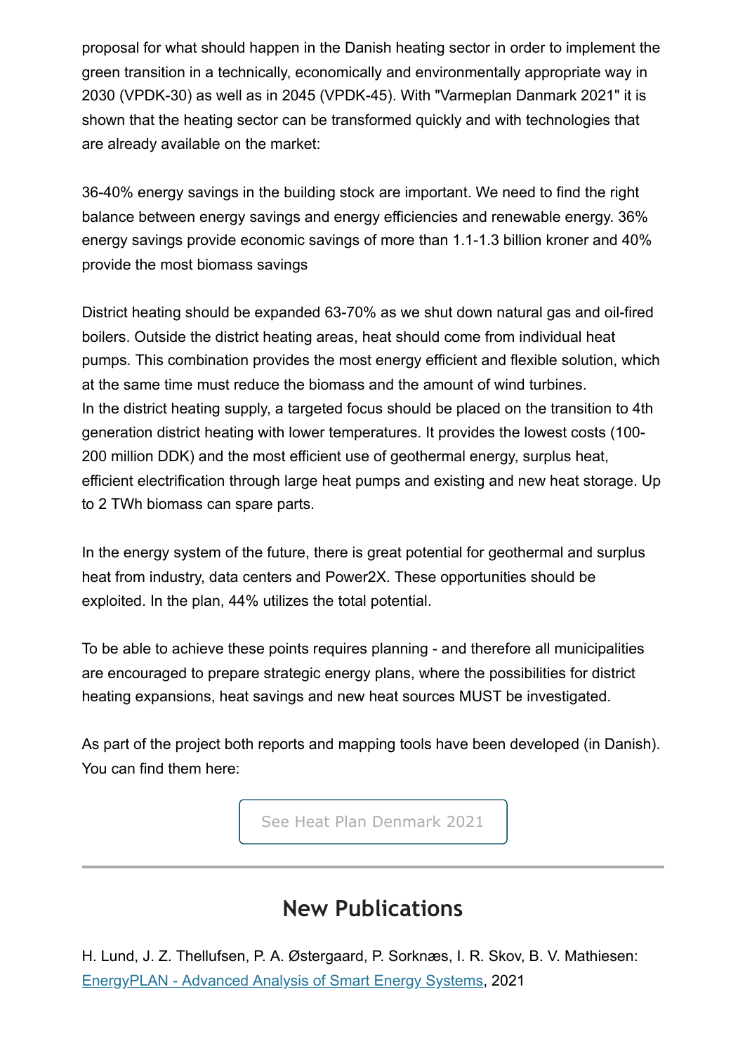proposal for what should happen in the Danish heating sector in order to implement the green transition in a technically, economically and environmentally appropriate way in 2030 (VPDK-30) as well as in 2045 (VPDK-45). With "Varmeplan Danmark 2021" it is shown that the heating sector can be transformed quickly and with technologies that are already available on the market:

36-40% energy savings in the building stock are important. We need to find the right balance between energy savings and energy efficiencies and renewable energy. 36% energy savings provide economic savings of more than 1.1-1.3 billion kroner and 40% provide the most biomass savings

District heating should be expanded 63-70% as we shut down natural gas and oil-fired boilers. Outside the district heating areas, heat should come from individual heat pumps. This combination provides the most energy efficient and flexible solution, which at the same time must reduce the biomass and the amount of wind turbines.
In the district heating supply, a targeted focus should be placed on the transition to 4th generation district heating with lower temperatures. It provides the lowest costs (100-200 million DDK) and the most efficient use of geothermal energy, surplus heat, efficient electrification through large heat pumps and existing and new heat storage. Up to 2 TWh biomass can spare parts.

In the energy system of the future, there is great potential for geothermal and surplus heat from industry, data centers and Power2X. These opportunities should be exploited. In the plan, 44% utilizes the total potential.

To be able to achieve these points requires planning - and therefore all municipalities are encouraged to prepare strategic energy plans, where the possibilities for district heating expansions, heat savings and new heat sources MUST be investigated.

As part of the project both reports and mapping tools have been developed (in Danish). You can find them here:

See Heat Plan Denmark 2021

---

## New Publications

H. Lund, J. Z. Thellufsen, P. A. Østergaard, P. Sorknæs, I. R. Skov, B. V. Mathiesen: EnergyPLAN - Advanced Analysis of Smart Energy Systems, 2021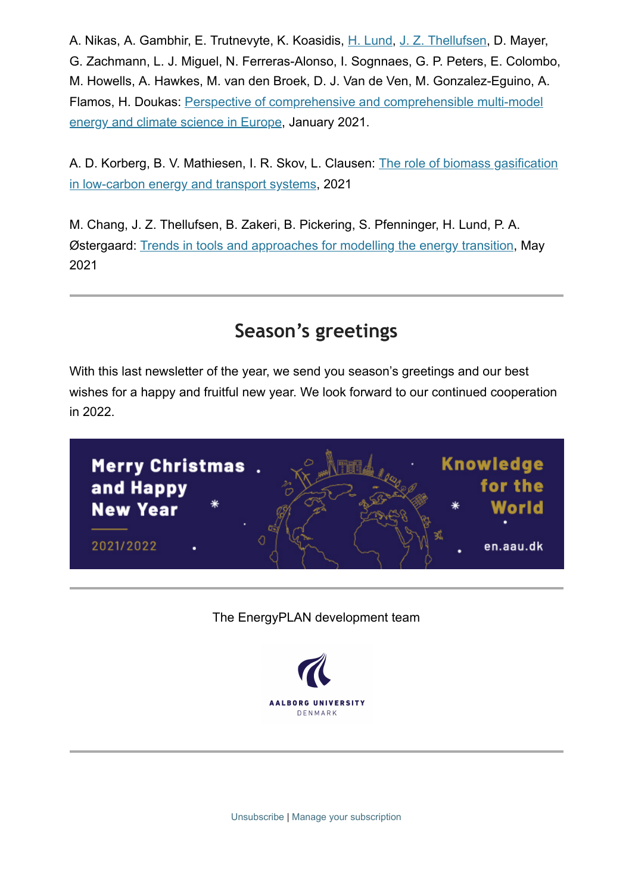A. Nikas, A. Gambhir, E. Trutnevyte, K. Koasidis, H. Lund, J. Z. Thellufsen, D. Mayer, G. Zachmann, L. J. Miguel, N. Ferreras-Alonso, I. Sognnaes, G. P. Peters, E. Colombo, M. Howells, A. Hawkes, M. van den Broek, D. J. Van de Ven, M. Gonzalez-Eguino, A. Flamos, H. Doukas: Perspective of comprehensive and comprehensible multi-model energy and climate science in Europe, January 2021.

A. D. Korberg, B. V. Mathiesen, I. R. Skov, L. Clausen: The role of biomass gasification in low-carbon energy and transport systems, 2021

M. Chang, J. Z. Thellufsen, B. Zakeri, B. Pickering, S. Pfenninger, H. Lund, P. A. Østergaard: Trends in tools and approaches for modelling the energy transition, May 2021

---

## Season's greetings

With this last newsletter of the year, we send you season's greetings and our best wishes for a happy and fruitful new year. We look forward to our continued cooperation in 2022.

Merry Christmas and Happy New Year

2021/2022

Knowledge for the World

en.aau.dk

---

The EnergyPLAN development team

AALBORG UNIVERSITY
DENMARK

---

Unsubscribe | Manage your subscription